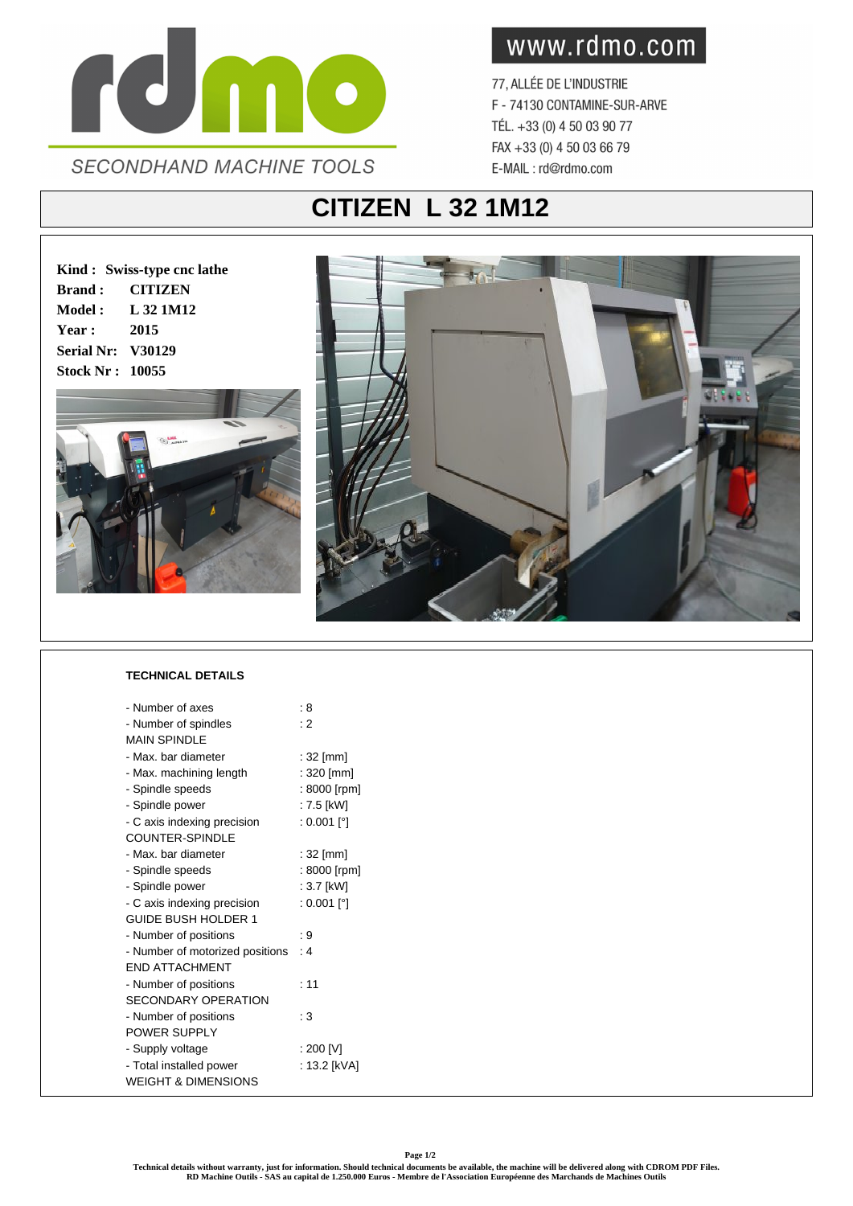rdmo

SECONDHAND MACHINE TOOLS

www.rdmo.com

77, ALLÉE DE L'INDUSTRIE
F - 74130 CONTAMINE-SUR-ARVE
TÉL. +33 (0) 4 50 03 90 77
FAX +33 (0) 4 50 03 66 79
E-MAIL : rd@rdmo.com

# CITIZEN L 32 1M12

**Kind :** **Swiss-type cnc lathe**
**Brand :** **CITIZEN**
**Model :** **L 32 1M12**
**Year :** **2015**
**Serial Nr:** **V30129**
**Stock Nr :** **10055**

**TECHNICAL DETAILS**

| | |
|---|---|
| - Number of axes | : 8 |
| - Number of spindles | : 2 |
| MAIN SPINDLE | |
| - Max. bar diameter | : 32 [mm] |
| - Max. machining length | : 320 [mm] |
| - Spindle speeds | : 8000 [rpm] |
| - Spindle power | : 7.5 [kW] |
| - C axis indexing precision | : 0.001 [°] |
| COUNTER-SPINDLE | |
| - Max. bar diameter | : 32 [mm] |
| - Spindle speeds | : 8000 [rpm] |
| - Spindle power | : 3.7 [kW] |
| - C axis indexing precision | : 0.001 [°] |
| GUIDE BUSH HOLDER 1 | |
| - Number of positions | : 9 |
| - Number of motorized positions | : 4 |
| END ATTACHMENT | |
| - Number of positions | : 11 |
| SECONDARY OPERATION | |
| - Number of positions | : 3 |
| POWER SUPPLY | |
| - Supply voltage | : 200 [V] |
| - Total installed power | : 13.2 [kVA] |
| WEIGHT & DIMENSIONS | |

**Technical details without warranty, just for information. Should technical documents be available, the machine will be delivered along with CDROM PDF Files.**
**RD Machine Outils - SAS au capital de 1.250.000 Euros - Membre de l'Association Européenne des Marchands de Machines Outils**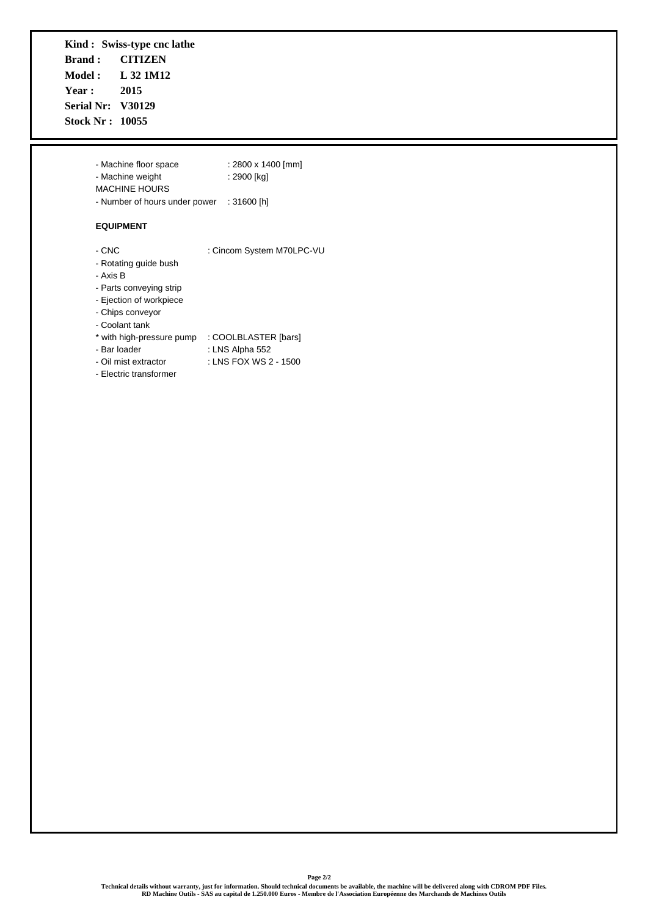**Kind : Swiss-type cnc lathe**
**Brand : CITIZEN**
**Model : L 32 1M12**
**Year : 2015**
**Serial Nr: V30129**
**Stock Nr : 10055**

| | |
|---|---|
| - Machine floor space | : 2800 x 1400 [mm] |
| - Machine weight | : 2900 [kg] |
| MACHINE HOURS | |
| - Number of hours under power | : 31600 [h] |

**EQUIPMENT**

| | |
|---|---|
| - CNC | : Cincom System M70LPC-VU |
| - Rotating guide bush | |
| - Axis B | |
| - Parts conveying strip | |
| - Ejection of workpiece | |
| - Chips conveyor | |
| - Coolant tank | |
| * with high-pressure pump | : COOLBLASTER [bars] |
| - Bar loader | : LNS Alpha 552 |
| - Oil mist extractor | : LNS FOX WS 2 - 1500 |
| - Electric transformer | |

**Technical details without warranty, just for information. Should technical documents be available, the machine will be delivered along with CDROM PDF Files.**
**RD Machine Outils - SAS au capital de 1.250.000 Euros - Membre de l'Association Européenne des Marchands de Machines Outils**